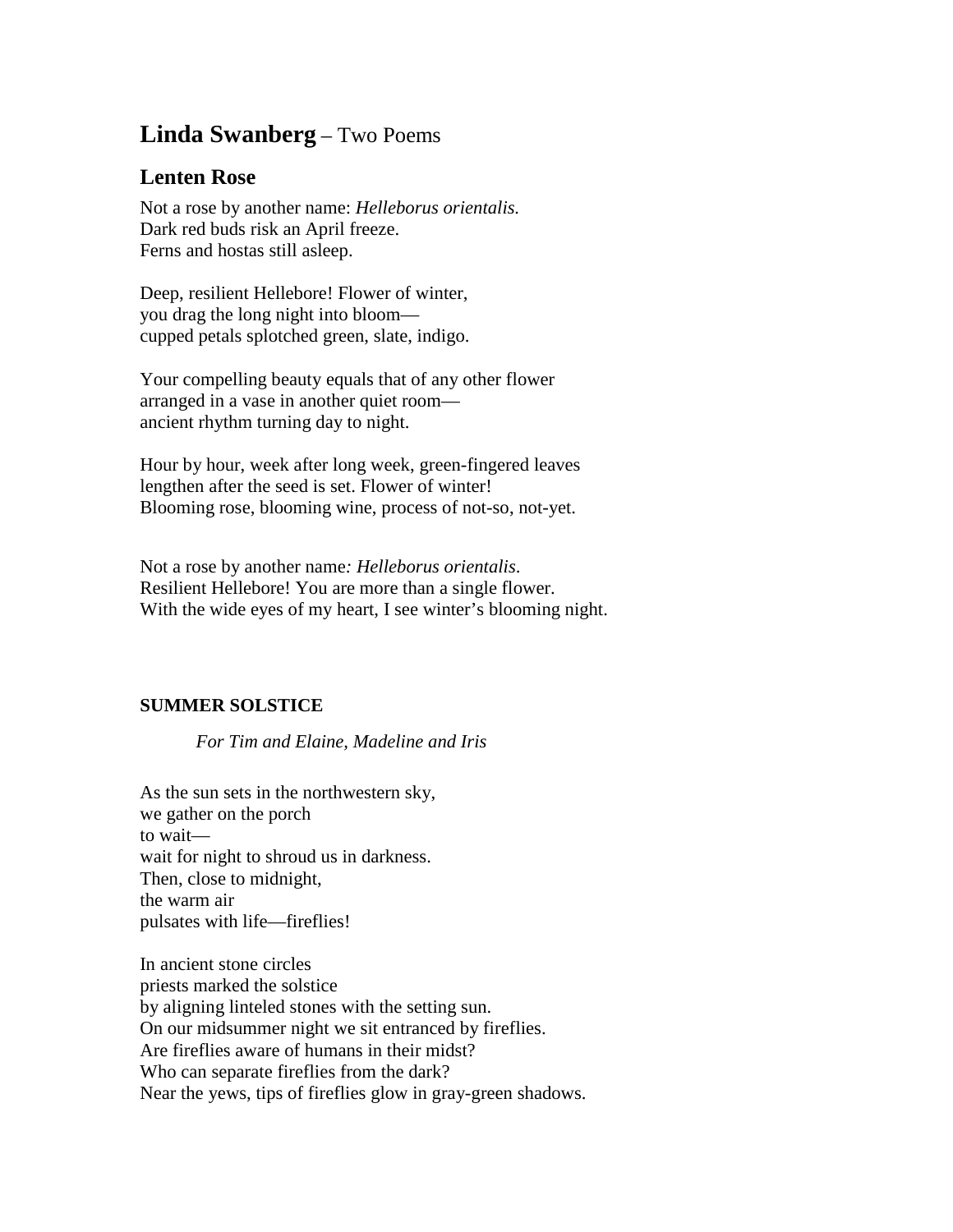# **Linda Swanberg** – Two Poems

## Lenten Rose

Not a rose by another name: *Helleborus orientalis.*  
Dark red buds risk an April freeze.  
Ferns and hostas still asleep.

Deep, resilient Hellebore! Flower of winter,  
you drag the long night into bloom—  
cupped petals splotched green, slate, indigo.

Your compelling beauty equals that of any other flower  
arranged in a vase in another quiet room—  
ancient rhythm turning day to night.

Hour by hour, week after long week, green-fingered leaves  
lengthen after the seed is set. Flower of winter!  
Blooming rose, blooming wine, process of not-so, not-yet.

Not a rose by another name*: Helleborus orientalis*.  
Resilient Hellebore! You are more than a single flower.  
With the wide eyes of my heart, I see winter's blooming night.

**SUMMER SOLSTICE**

*For Tim and Elaine, Madeline and Iris*

As the sun sets in the northwestern sky,  
we gather on the porch  
to wait—  
wait for night to shroud us in darkness.  
Then, close to midnight,  
the warm air  
pulsates with life—fireflies!

In ancient stone circles  
priests marked the solstice  
by aligning linteled stones with the setting sun.  
On our midsummer night we sit entranced by fireflies.  
Are fireflies aware of humans in their midst?  
Who can separate fireflies from the dark?  
Near the yews, tips of fireflies glow in gray-green shadows.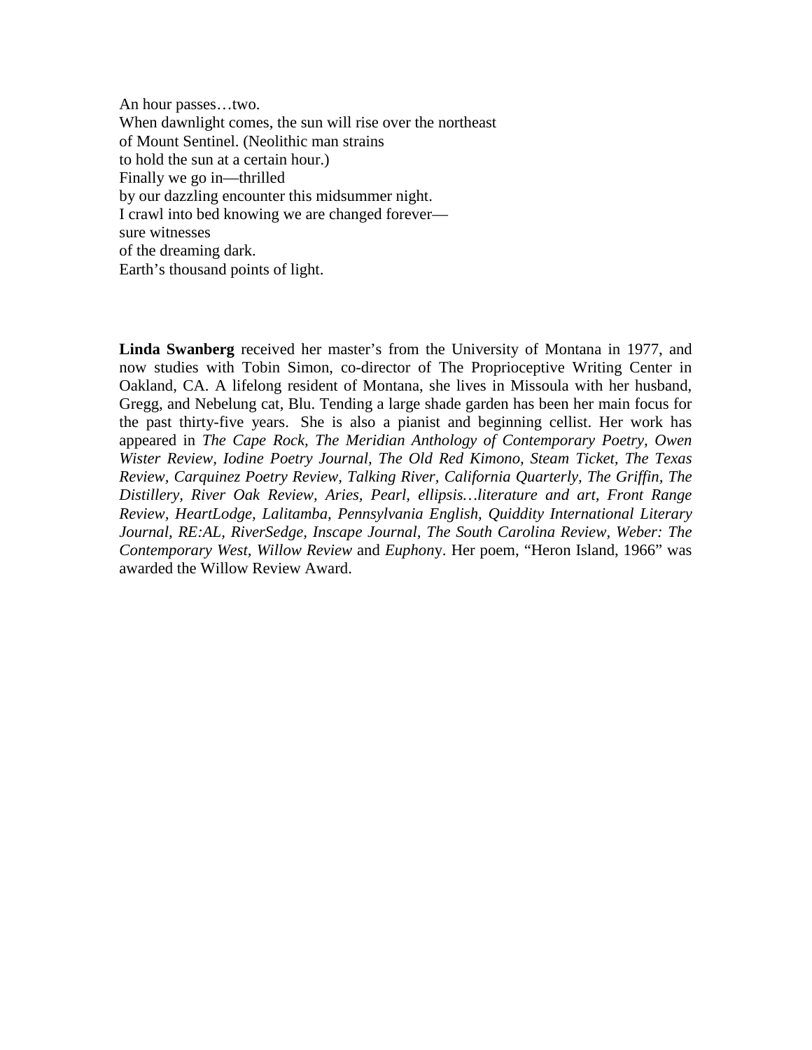An hour passes…two.  
When dawnlight comes, the sun will rise over the northeast  
of Mount Sentinel. (Neolithic man strains  
to hold the sun at a certain hour.)  
Finally we go in—thrilled  
by our dazzling encounter this midsummer night.  
I crawl into bed knowing we are changed forever—  
sure witnesses  
of the dreaming dark.  
Earth's thousand points of light.

**Linda Swanberg** received her master's from the University of Montana in 1977, and now studies with Tobin Simon, co-director of The Proprioceptive Writing Center in Oakland, CA. A lifelong resident of Montana, she lives in Missoula with her husband, Gregg, and Nebelung cat, Blu. Tending a large shade garden has been her main focus for the past thirty-five years. She is also a pianist and beginning cellist. Her work has appeared in *The Cape Rock, The Meridian Anthology of Contemporary Poetry, Owen Wister Review, Iodine Poetry Journal, The Old Red Kimono, Steam Ticket, The Texas Review, Carquinez Poetry Review, Talking River, California Quarterly, The Griffin, The Distillery, River Oak Review, Aries, Pearl, ellipsis…literature and art, Front Range Review, HeartLodge, Lalitamba, Pennsylvania English, Quiddity International Literary Journal, RE:AL, RiverSedge, Inscape Journal, The South Carolina Review, Weber: The Contemporary West, Willow Review* and *Euphon*y. Her poem, "Heron Island, 1966" was awarded the Willow Review Award.